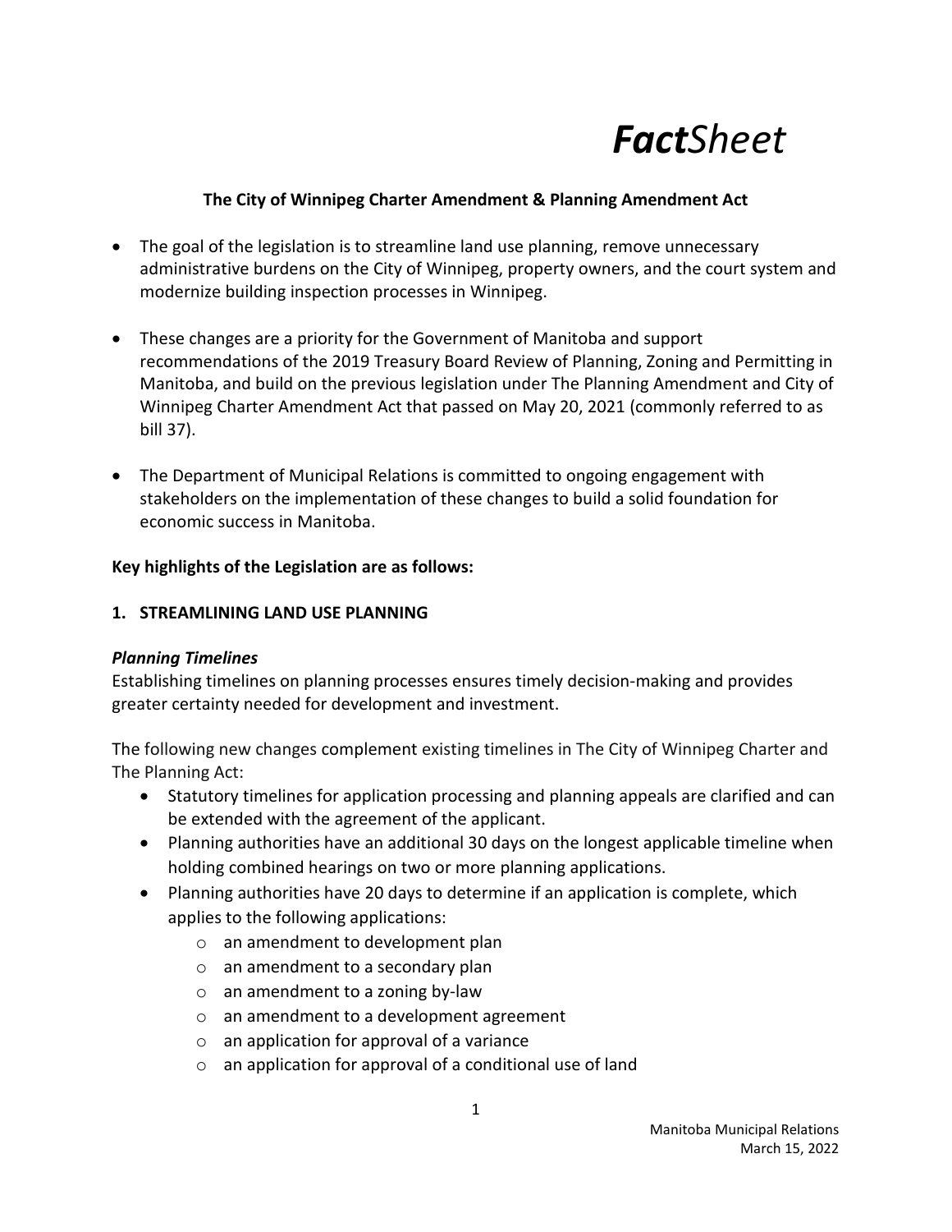# ***Fact*Sheet**

**The City of Winnipeg Charter Amendment & Planning Amendment Act**

- The goal of the legislation is to streamline land use planning, remove unnecessary administrative burdens on the City of Winnipeg, property owners, and the court system and modernize building inspection processes in Winnipeg.
- These changes are a priority for the Government of Manitoba and support recommendations of the 2019 Treasury Board Review of Planning, Zoning and Permitting in Manitoba, and build on the previous legislation under The Planning Amendment and City of Winnipeg Charter Amendment Act that passed on May 20, 2021 (commonly referred to as bill 37).
- The Department of Municipal Relations is committed to ongoing engagement with stakeholders on the implementation of these changes to build a solid foundation for economic success in Manitoba.

**Key highlights of the Legislation are as follows:**

## 1. STREAMLINING LAND USE PLANNING

***Planning Timelines***

Establishing timelines on planning processes ensures timely decision-making and provides greater certainty needed for development and investment.

The following new changes complement existing timelines in The City of Winnipeg Charter and The Planning Act:

- Statutory timelines for application processing and planning appeals are clarified and can be extended with the agreement of the applicant.
- Planning authorities have an additional 30 days on the longest applicable timeline when holding combined hearings on two or more planning applications.
- Planning authorities have 20 days to determine if an application is complete, which applies to the following applications:
  - an amendment to development plan
  - an amendment to a secondary plan
  - an amendment to a zoning by-law
  - an amendment to a development agreement
  - an application for approval of a variance
  - an application for approval of a conditional use of land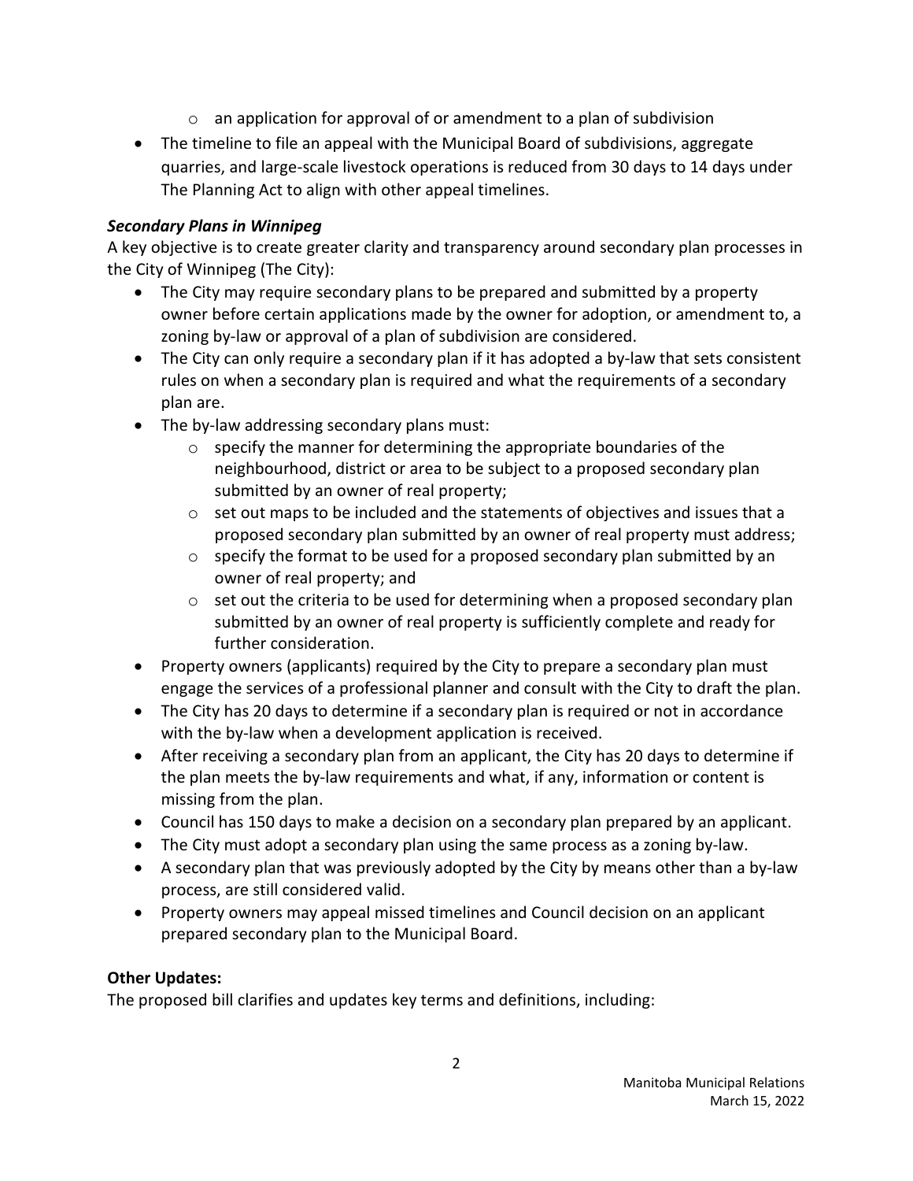- an application for approval of or amendment to a plan of subdivision
- The timeline to file an appeal with the Municipal Board of subdivisions, aggregate quarries, and large-scale livestock operations is reduced from 30 days to 14 days under The Planning Act to align with other appeal timelines.

***Secondary Plans in Winnipeg***

A key objective is to create greater clarity and transparency around secondary plan processes in the City of Winnipeg (The City):

- The City may require secondary plans to be prepared and submitted by a property owner before certain applications made by the owner for adoption, or amendment to, a zoning by-law or approval of a plan of subdivision are considered.
- The City can only require a secondary plan if it has adopted a by-law that sets consistent rules on when a secondary plan is required and what the requirements of a secondary plan are.
- The by-law addressing secondary plans must:
    - specify the manner for determining the appropriate boundaries of the neighbourhood, district or area to be subject to a proposed secondary plan submitted by an owner of real property;
    - set out maps to be included and the statements of objectives and issues that a proposed secondary plan submitted by an owner of real property must address;
    - specify the format to be used for a proposed secondary plan submitted by an owner of real property; and
    - set out the criteria to be used for determining when a proposed secondary plan submitted by an owner of real property is sufficiently complete and ready for further consideration.
- Property owners (applicants) required by the City to prepare a secondary plan must engage the services of a professional planner and consult with the City to draft the plan.
- The City has 20 days to determine if a secondary plan is required or not in accordance with the by-law when a development application is received.
- After receiving a secondary plan from an applicant, the City has 20 days to determine if the plan meets the by-law requirements and what, if any, information or content is missing from the plan.
- Council has 150 days to make a decision on a secondary plan prepared by an applicant.
- The City must adopt a secondary plan using the same process as a zoning by-law.
- A secondary plan that was previously adopted by the City by means other than a by-law process, are still considered valid.
- Property owners may appeal missed timelines and Council decision on an applicant prepared secondary plan to the Municipal Board.

**Other Updates:**

The proposed bill clarifies and updates key terms and definitions, including: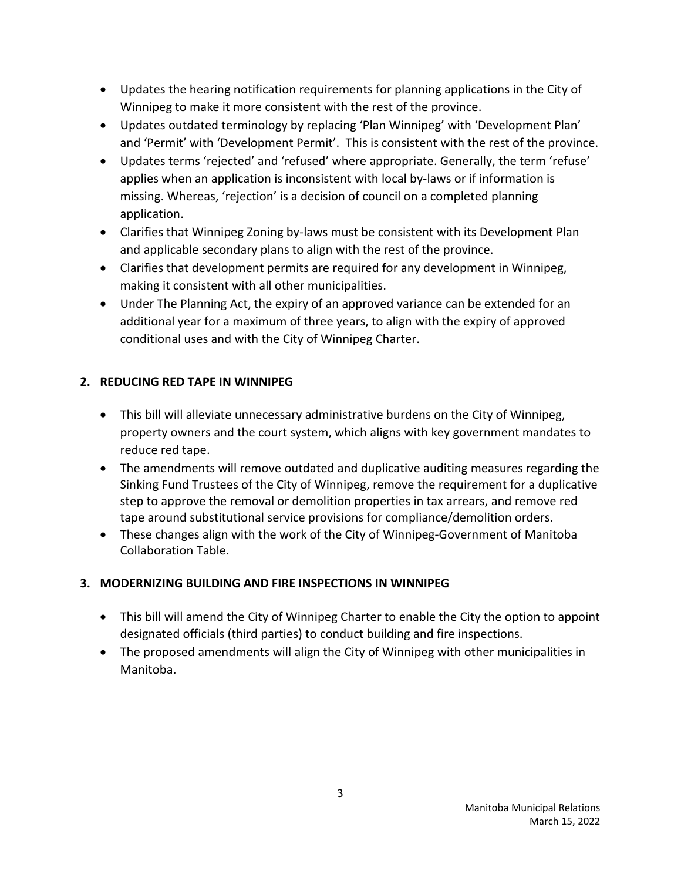- Updates the hearing notification requirements for planning applications in the City of Winnipeg to make it more consistent with the rest of the province.
- Updates outdated terminology by replacing 'Plan Winnipeg' with 'Development Plan' and 'Permit' with 'Development Permit'. This is consistent with the rest of the province.
- Updates terms 'rejected' and 'refused' where appropriate. Generally, the term 'refuse' applies when an application is inconsistent with local by-laws or if information is missing. Whereas, 'rejection' is a decision of council on a completed planning application.
- Clarifies that Winnipeg Zoning by-laws must be consistent with its Development Plan and applicable secondary plans to align with the rest of the province.
- Clarifies that development permits are required for any development in Winnipeg, making it consistent with all other municipalities.
- Under The Planning Act, the expiry of an approved variance can be extended for an additional year for a maximum of three years, to align with the expiry of approved conditional uses and with the City of Winnipeg Charter.

## 2. REDUCING RED TAPE IN WINNIPEG

- This bill will alleviate unnecessary administrative burdens on the City of Winnipeg, property owners and the court system, which aligns with key government mandates to reduce red tape.
- The amendments will remove outdated and duplicative auditing measures regarding the Sinking Fund Trustees of the City of Winnipeg, remove the requirement for a duplicative step to approve the removal or demolition properties in tax arrears, and remove red tape around substitutional service provisions for compliance/demolition orders.
- These changes align with the work of the City of Winnipeg-Government of Manitoba Collaboration Table.

## 3. MODERNIZING BUILDING AND FIRE INSPECTIONS IN WINNIPEG

- This bill will amend the City of Winnipeg Charter to enable the City the option to appoint designated officials (third parties) to conduct building and fire inspections.
- The proposed amendments will align the City of Winnipeg with other municipalities in Manitoba.